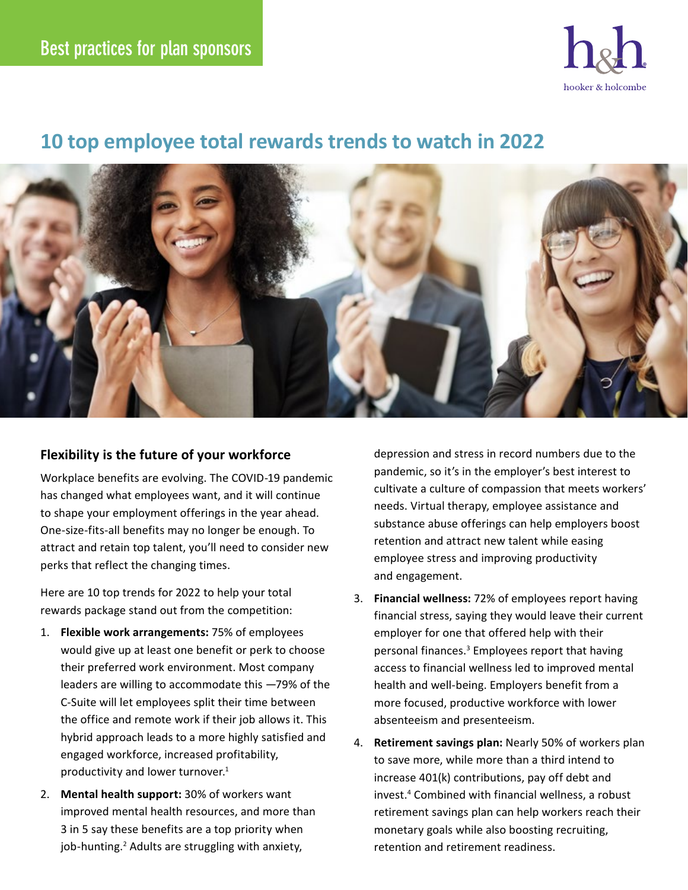Best practices for plan sponsors

# 10 top employee total rewards trends to watch in 2022

## Flexibility is the future of your workforce

Workplace benefits are evolving. The COVID-19 pandemic has changed what employees want, and it will continue to shape your employment offerings in the year ahead. One-size-fits-all benefits may no longer be enough. To attract and retain top talent, you'll need to consider new perks that reflect the changing times.

Here are 10 top trends for 2022 to help your total rewards package stand out from the competition:

1. **Flexible work arrangements:** 75% of employees would give up at least one benefit or perk to choose their preferred work environment. Most company leaders are willing to accommodate this —79% of the C-Suite will let employees split their time between the office and remote work if their job allows it. This hybrid approach leads to a more highly satisfied and engaged workforce, increased profitability, productivity and lower turnover.[1]
2. **Mental health support:** 30% of workers want improved mental health resources, and more than 3 in 5 say these benefits are a top priority when job-hunting.[2] Adults are struggling with anxiety, depression and stress in record numbers due to the pandemic, so it's in the employer's best interest to cultivate a culture of compassion that meets workers' needs. Virtual therapy, employee assistance and substance abuse offerings can help employers boost retention and attract new talent while easing employee stress and improving productivity and engagement.
3. **Financial wellness:** 72% of employees report having financial stress, saying they would leave their current employer for one that offered help with their personal finances.[3] Employees report that having access to financial wellness led to improved mental health and well-being. Employers benefit from a more focused, productive workforce with lower absenteeism and presenteeism.
4. **Retirement savings plan:** Nearly 50% of workers plan to save more, while more than a third intend to increase 401(k) contributions, pay off debt and invest.[4] Combined with financial wellness, a robust retirement savings plan can help workers reach their monetary goals while also boosting recruiting, retention and retirement readiness.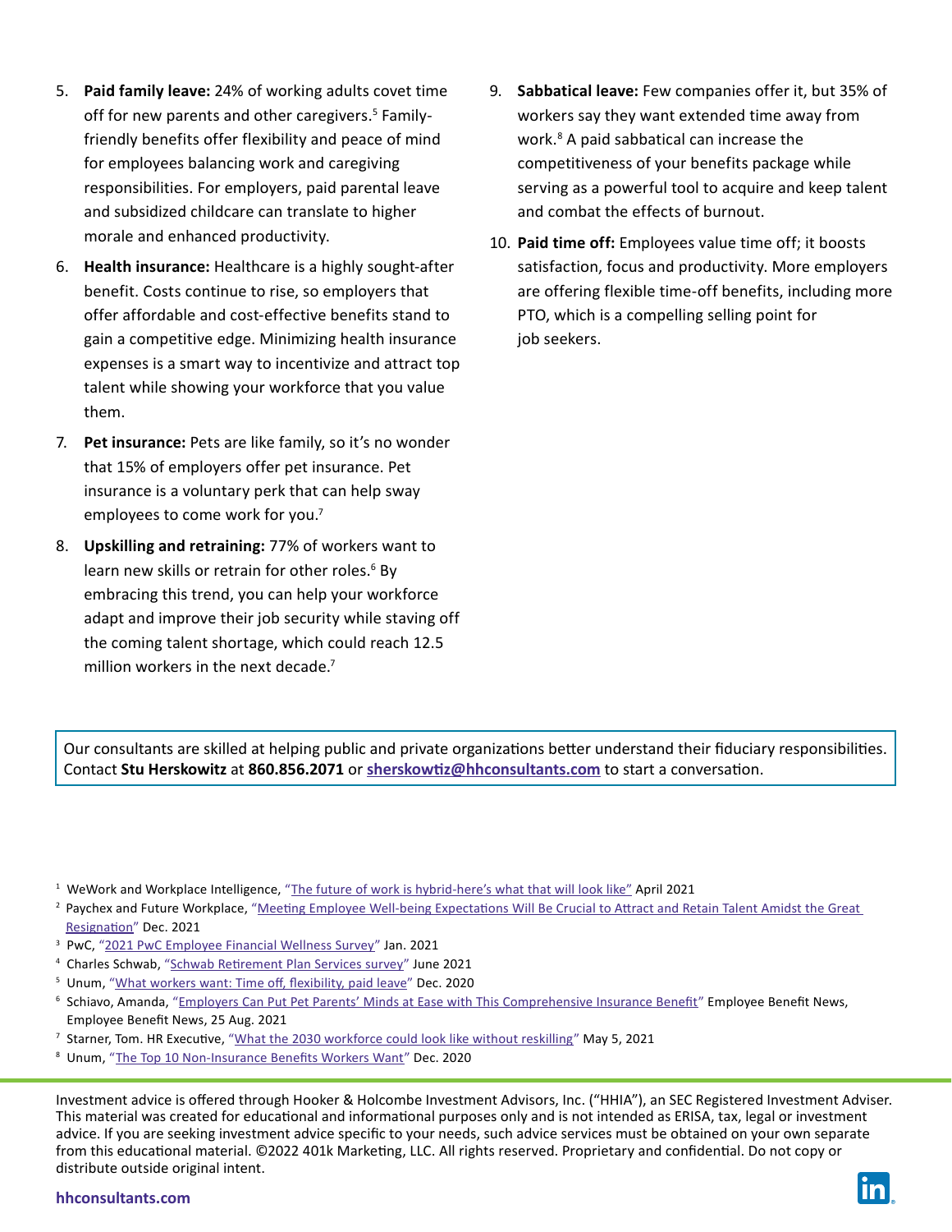5. **Paid family leave:** 24% of working adults covet time off for new parents and other caregivers.[5] Family-friendly benefits offer flexibility and peace of mind for employees balancing work and caregiving responsibilities. For employers, paid parental leave and subsidized childcare can translate to higher morale and enhanced productivity.
6. **Health insurance:** Healthcare is a highly sought-after benefit. Costs continue to rise, so employers that offer affordable and cost-effective benefits stand to gain a competitive edge. Minimizing health insurance expenses is a smart way to incentivize and attract top talent while showing your workforce that you value them.
7. **Pet insurance:** Pets are like family, so it's no wonder that 15% of employers offer pet insurance. Pet insurance is a voluntary perk that can help sway employees to come work for you.[7]
8. **Upskilling and retraining:** 77% of workers want to learn new skills or retrain for other roles.[6] By embracing this trend, you can help your workforce adapt and improve their job security while staving off the coming talent shortage, which could reach 12.5 million workers in the next decade.[7]
9. **Sabbatical leave:** Few companies offer it, but 35% of workers say they want extended time away from work.[8] A paid sabbatical can increase the competitiveness of your benefits package while serving as a powerful tool to acquire and keep talent and combat the effects of burnout.
10. **Paid time off:** Employees value time off; it boosts satisfaction, focus and productivity. More employers are offering flexible time-off benefits, including more PTO, which is a compelling selling point for job seekers.

Our consultants are skilled at helping public and private organizations better understand their fiduciary responsibilities. Contact **Stu Herskowitz** at **860.856.2071** or **sherskowtiz@hhconsultants.com** to start a conversation.

[1] WeWork and Workplace Intelligence, "The future of work is hybrid-here's what that will look like" April 2021
[2] Paychex and Future Workplace, "Meeting Employee Well-being Expectations Will Be Crucial to Attract and Retain Talent Amidst the Great Resignation" Dec. 2021
[3] PwC, "2021 PwC Employee Financial Wellness Survey" Jan. 2021
[4] Charles Schwab, "Schwab Retirement Plan Services survey" June 2021
[5] Unum, "What workers want: Time off, flexibility, paid leave" Dec. 2020
[6] Schiavo, Amanda, "Employers Can Put Pet Parents' Minds at Ease with This Comprehensive Insurance Benefit" Employee Benefit News, Employee Benefit News, 25 Aug. 2021
[7] Starner, Tom. HR Executive, "What the 2030 workforce could look like without reskilling" May 5, 2021
[8] Unum, "The Top 10 Non-Insurance Benefits Workers Want" Dec. 2020

Investment advice is offered through Hooker & Holcombe Investment Advisors, Inc. ("HHIA"), an SEC Registered Investment Adviser. This material was created for educational and informational purposes only and is not intended as ERISA, tax, legal or investment advice. If you are seeking investment advice specific to your needs, such advice services must be obtained on your own separate from this educational material. ©2022 401k Marketing, LLC. All rights reserved. Proprietary and confidential. Do not copy or distribute outside original intent.

**hhconsultants.com**